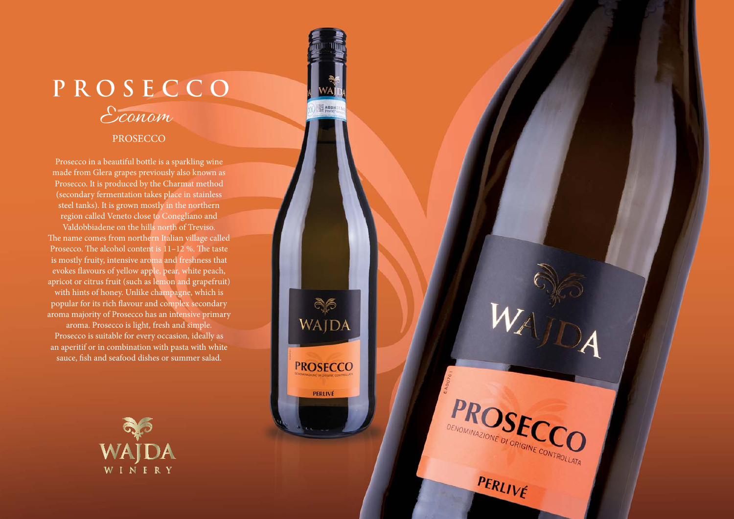# PROSECCO

*Econom*

PROSECCO

Prosecco in a beautiful bottle is a sparkling wine made from Glera grapes previously also known as Prosecco. It is produced by the Charmat method (secondary fermentation takes place in stainless steel tanks). It is grown mostly in the northern region called Veneto close to Conegliano and Valdobbiadene on the hills north of Treviso. The name comes from northern Italian village called Prosecco. The alcohol content is 11–12 %. The taste is mostly fruity, intensive aroma and freshness that evokes flavours of yellow apple, pear, white peach, apricot or citrus fruit (such as lemon and grapefruit) with hints of honey. Unlike champagne, which is popular for its rich flavour and complex secondary aroma majority of Prosecco has an intensive primary aroma. Prosecco is light, fresh and simple. Prosecco is suitable for every occasion, ideally as an aperitif or in combination with pasta with white sauce, fish and seafood dishes or summer salad.

WAJDA
WINERY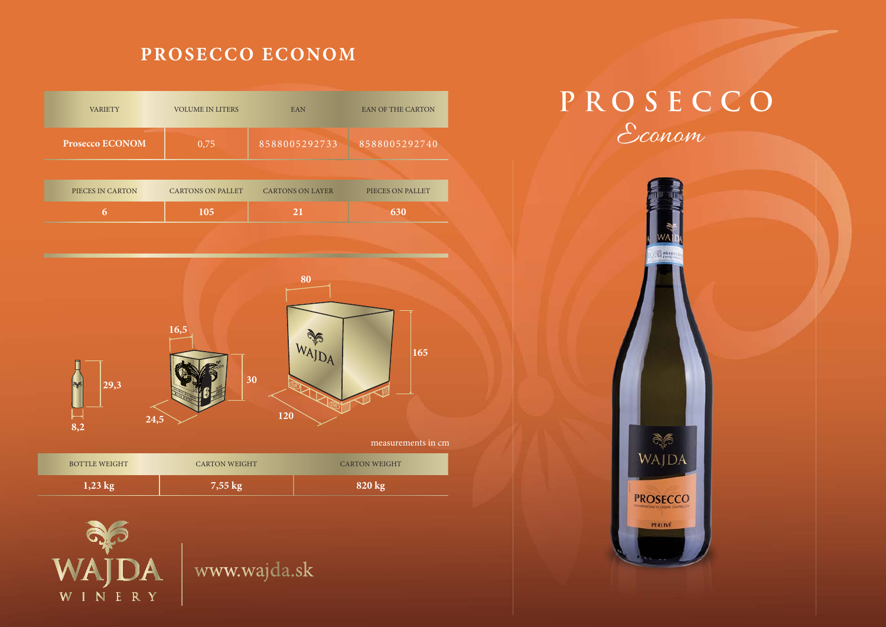# PROSECCO ECONOM

| VARIETY | VOLUME IN LITERS | EAN | EAN OF THE CARTON |
|---|---|---|---|
| **Prosecco ECONOM** | 0,75 | 8588005292733 | 8588005292740 |

| PIECES IN CARTON | CARTONS ON PALLET | CARTONS ON LAYER | PIECES ON PALLET |
|---|---|---|---|
| **6** | **105** | **21** | **630** |

29,3
8,2
16,5
30
24,5
80
165
120

measurements in cm

| BOTTLE WEIGHT | CARTON WEIGHT | CARTON WEIGHT |
|---|---|---|
| **1,23 kg** | **7,55 kg** | **820 kg** |

WAJDA WINERY

www.wajda.sk

# PROSECCO

*Econom*